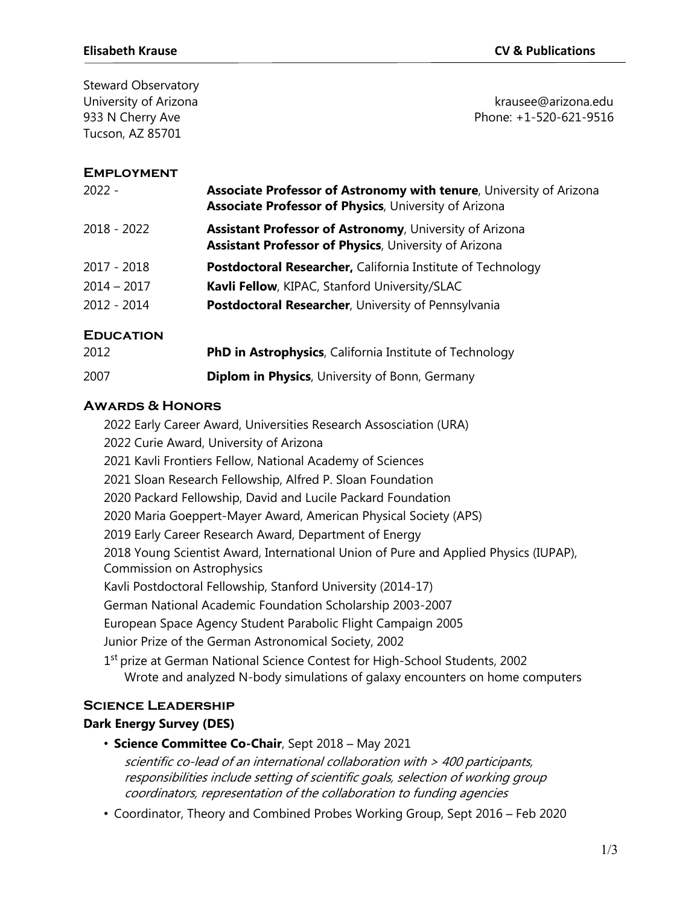Steward Observatory
University of Arizona
933 N Cherry Ave
Tucson, AZ 85701

krausee@arizona.edu
Phone: +1-520-621-9516

## Employment

| | |
|---|---|
| 2022 - | **Associate Professor of Astronomy with tenure**, University of Arizona<br>**Associate Professor of Physics**, University of Arizona |
| 2018 - 2022 | **Assistant Professor of Astronomy**, University of Arizona<br>**Assistant Professor of Physics**, University of Arizona |
| 2017 - 2018 | **Postdoctoral Researcher,** California Institute of Technology |
| 2014 – 2017 | **Kavli Fellow**, KIPAC, Stanford University/SLAC |
| 2012 - 2014 | **Postdoctoral Researcher**, University of Pennsylvania |

## Education

| | |
|---|---|
| 2012 | **PhD in Astrophysics**, California Institute of Technology |
| 2007 | **Diplom in Physics**, University of Bonn, Germany |

## Awards & Honors

2022 Early Career Award, Universities Research Assosciation (URA)
2022 Curie Award, University of Arizona
2021 Kavli Frontiers Fellow, National Academy of Sciences
2021 Sloan Research Fellowship, Alfred P. Sloan Foundation
2020 Packard Fellowship, David and Lucile Packard Foundation
2020 Maria Goeppert-Mayer Award, American Physical Society (APS)
2019 Early Career Research Award, Department of Energy
2018 Young Scientist Award, International Union of Pure and Applied Physics (IUPAP), Commission on Astrophysics
Kavli Postdoctoral Fellowship, Stanford University (2014-17)
German National Academic Foundation Scholarship 2003-2007
European Space Agency Student Parabolic Flight Campaign 2005
Junior Prize of the German Astronomical Society, 2002
1st prize at German National Science Contest for High-School Students, 2002
  Wrote and analyzed N-body simulations of galaxy encounters on home computers

## Science Leadership

### Dark Energy Survey (DES)

- **Science Committee Co-Chair**, Sept 2018 – May 2021
  *scientific co-lead of an international collaboration with > 400 participants, responsibilities include setting of scientific goals, selection of working group coordinators, representation of the collaboration to funding agencies*
- Coordinator, Theory and Combined Probes Working Group, Sept 2016 – Feb 2020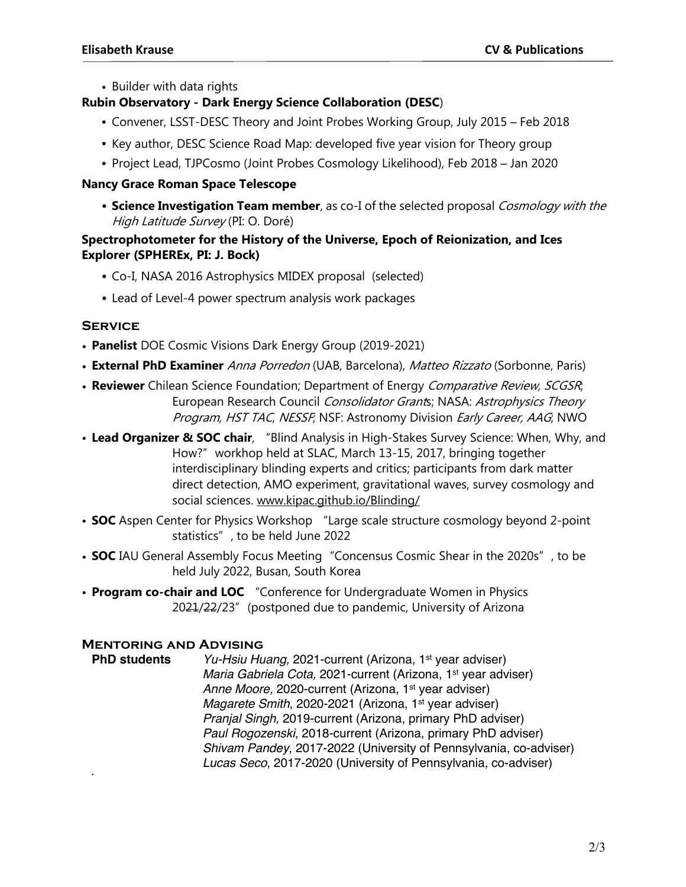- Builder with data rights

**Rubin Observatory - Dark Energy Science Collaboration (DESC)**

- Convener, LSST-DESC Theory and Joint Probes Working Group, July 2015 – Feb 2018
- Key author, DESC Science Road Map: developed five year vision for Theory group
- Project Lead, TJPCosmo (Joint Probes Cosmology Likelihood), Feb 2018 – Jan 2020

**Nancy Grace Roman Space Telescope**

- **Science Investigation Team member**, as co-I of the selected proposal *Cosmology with the High Latitude Survey* (PI: O. Doré)

**Spectrophotometer for the History of the Universe, Epoch of Reionization, and Ices Explorer (SPHEREx, PI: J. Bock)**

- Co-I, NASA 2016 Astrophysics MIDEX proposal (selected)
- Lead of Level-4 power spectrum analysis work packages

## Service

- **Panelist** DOE Cosmic Visions Dark Energy Group (2019-2021)
- **External PhD Examiner** *Anna Porredon* (UAB, Barcelona), *Matteo Rizzato* (Sorbonne, Paris)
- **Reviewer** Chilean Science Foundation; Department of Energy *Comparative Review, SCGSR*; European Research Council *Consolidator Grants*; NASA: *Astrophysics Theory Program*, *HST TAC*, *NESSF*; NSF: Astronomy Division *Early Career, AAG*; NWO
- **Lead Organizer & SOC chair**, "Blind Analysis in High-Stakes Survey Science: When, Why, and How?" workhop held at SLAC, March 13-15, 2017, bringing together interdisciplinary blinding experts and critics; participants from dark matter direct detection, AMO experiment, gravitational waves, survey cosmology and social sciences. www.kipac.github.io/Blinding/
- **SOC** Aspen Center for Physics Workshop "Large scale structure cosmology beyond 2-point statistics", to be held June 2022
- **SOC** IAU General Assembly Focus Meeting "Concensus Cosmic Shear in the 2020s", to be held July 2022, Busan, South Korea
- **Program co-chair and LOC** "Conference for Undergraduate Women in Physics 20~~21~~/~~22~~/23" (postponed due to pandemic, University of Arizona

## Mentoring and Advising

**PhD students**

- *Yu-Hsiu Huang,* 2021-current (Arizona, 1st year adviser)
- *Maria Gabriela Cota,* 2021-current (Arizona, 1st year adviser)
- *Anne Moore,* 2020-current (Arizona, 1st year adviser)
- *Magarete Smith*, 2020-2021 (Arizona, 1st year adviser)
- *Pranjal Singh,* 2019-current (Arizona, primary PhD adviser)
- *Paul Rogozenski*, 2018-current (Arizona, primary PhD adviser)
- *Shivam Pandey*, 2017-2022 (University of Pennsylvania, co-adviser)
- *Lucas Seco*, 2017-2020 (University of Pennsylvania, co-adviser)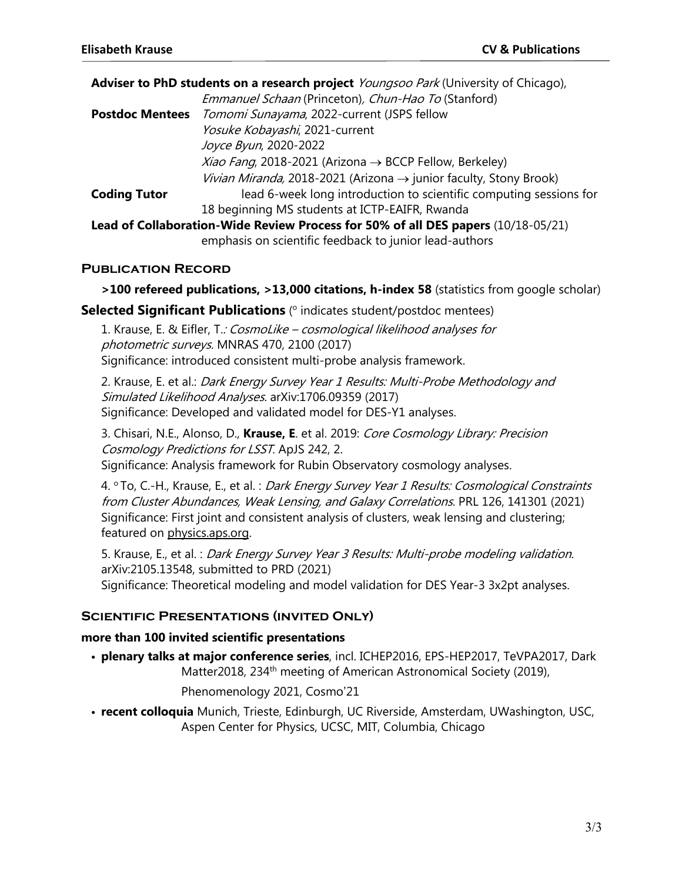**Adviser to PhD students on a research project** *Youngsoo Park* (University of Chicago), *Emmanuel Schaan* (Princeton), *Chun-Hao To* (Stanford)

**Postdoc Mentees** *Tomomi Sunayama*, 2022-current (JSPS fellow
*Yosuke Kobayashi*, 2021-current
*Joyce Byun*, 2020-2022
*Xiao Fang*, 2018-2021 (Arizona → BCCP Fellow, Berkeley)
*Vivian Miranda,* 2018-2021 (Arizona → junior faculty, Stony Brook)

**Coding Tutor** lead 6-week long introduction to scientific computing sessions for 18 beginning MS students at ICTP-EAIFR, Rwanda

**Lead of Collaboration-Wide Review Process for 50% of all DES papers** (10/18-05/21)
emphasis on scientific feedback to junior lead-authors

## Publication Record

**>100 refereed publications, >13,000 citations, h-index 58** (statistics from google scholar)

### Selected Significant Publications (° indicates student/postdoc mentees)

1. Krause, E. & Eifler, T.*: CosmoLike – cosmological likelihood analyses for photometric surveys.* MNRAS 470, 2100 (2017)
Significance: introduced consistent multi-probe analysis framework.

2. Krause, E. et al.: *Dark Energy Survey Year 1 Results: Multi-Probe Methodology and Simulated Likelihood Analyses.* arXiv:1706.09359 (2017)
Significance: Developed and validated model for DES-Y1 analyses.

3. Chisari, N.E., Alonso, D., **Krause, E**. et al. 2019: *Core Cosmology Library: Precision Cosmology Predictions for LSST.* ApJS 242, 2.
Significance: Analysis framework for Rubin Observatory cosmology analyses.

4. ° To, C.-H., Krause, E., et al. : *Dark Energy Survey Year 1 Results: Cosmological Constraints from Cluster Abundances, Weak Lensing, and Galaxy Correlations.* PRL 126, 141301 (2021)
Significance: First joint and consistent analysis of clusters, weak lensing and clustering; featured on physics.aps.org.

5. Krause, E., et al. : *Dark Energy Survey Year 3 Results: Multi-probe modeling validation.* arXiv:2105.13548, submitted to PRD (2021)
Significance: Theoretical modeling and model validation for DES Year-3 3x2pt analyses.

## Scientific Presentations (invited Only)

**more than 100 invited scientific presentations**

- **plenary talks at major conference series**, incl. ICHEP2016, EPS-HEP2017, TeVPA2017, Dark Matter2018, 234th meeting of American Astronomical Society (2019), Phenomenology 2021, Cosmo'21
- **recent colloquia** Munich, Trieste, Edinburgh, UC Riverside, Amsterdam, UWashington, USC, Aspen Center for Physics, UCSC, MIT, Columbia, Chicago